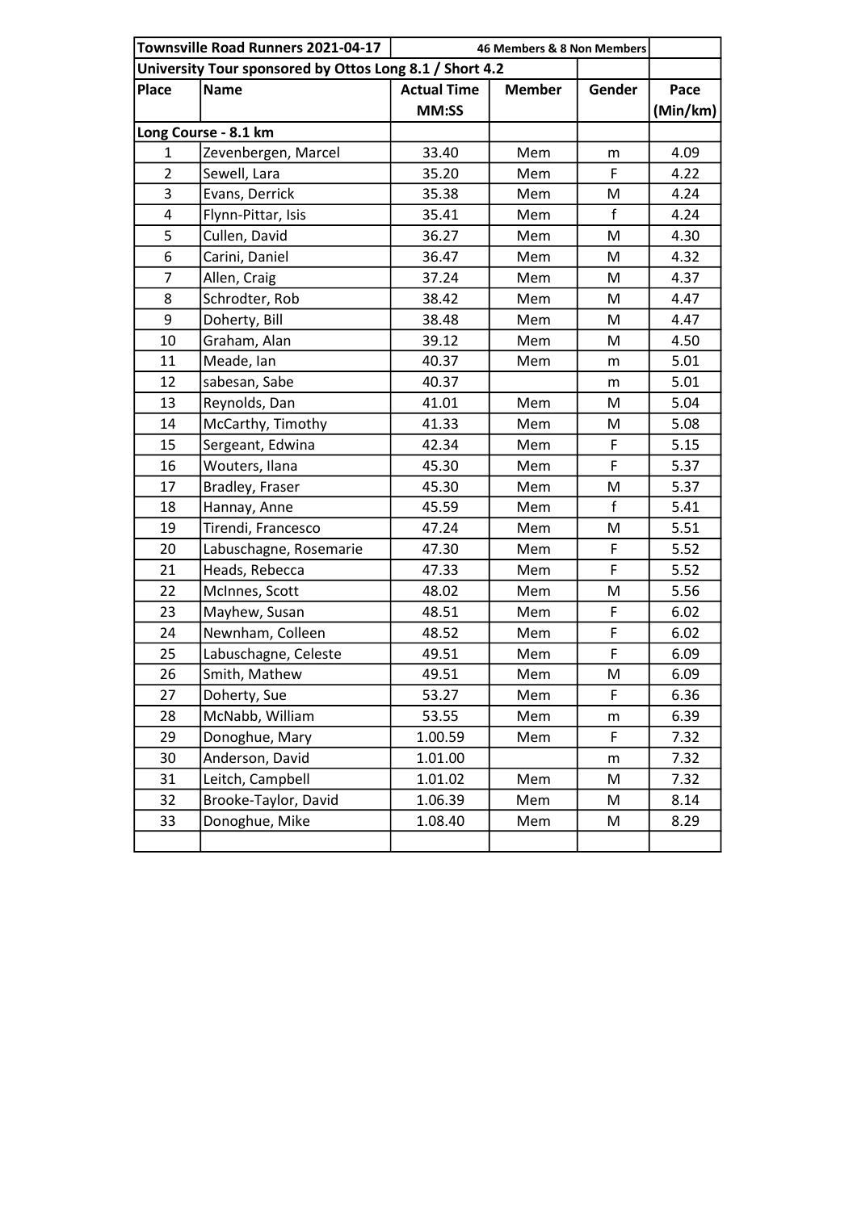| Townsville Road Runners 2021-04-17 | | 46 Members & 8 Non Members | | | |
|---|---|---|---|---|---|
| University Tour sponsored by Ottos Long 8.1 / Short 4.2 | | | | | |
| Place | Name | Actual Time MM:SS | Member | Gender | Pace (Min/km) |
| Long Course - 8.1 km | | | | | |
| 1 | Zevenbergen, Marcel | 33.40 | Mem | m | 4.09 |
| 2 | Sewell, Lara | 35.20 | Mem | F | 4.22 |
| 3 | Evans, Derrick | 35.38 | Mem | M | 4.24 |
| 4 | Flynn-Pittar, Isis | 35.41 | Mem | f | 4.24 |
| 5 | Cullen, David | 36.27 | Mem | M | 4.30 |
| 6 | Carini, Daniel | 36.47 | Mem | M | 4.32 |
| 7 | Allen, Craig | 37.24 | Mem | M | 4.37 |
| 8 | Schrodter, Rob | 38.42 | Mem | M | 4.47 |
| 9 | Doherty, Bill | 38.48 | Mem | M | 4.47 |
| 10 | Graham, Alan | 39.12 | Mem | M | 4.50 |
| 11 | Meade, Ian | 40.37 | Mem | m | 5.01 |
| 12 | sabesan, Sabe | 40.37 | | m | 5.01 |
| 13 | Reynolds, Dan | 41.01 | Mem | M | 5.04 |
| 14 | McCarthy, Timothy | 41.33 | Mem | M | 5.08 |
| 15 | Sergeant, Edwina | 42.34 | Mem | F | 5.15 |
| 16 | Wouters, Ilana | 45.30 | Mem | F | 5.37 |
| 17 | Bradley, Fraser | 45.30 | Mem | M | 5.37 |
| 18 | Hannay, Anne | 45.59 | Mem | f | 5.41 |
| 19 | Tirendi, Francesco | 47.24 | Mem | M | 5.51 |
| 20 | Labuschagne, Rosemarie | 47.30 | Mem | F | 5.52 |
| 21 | Heads, Rebecca | 47.33 | Mem | F | 5.52 |
| 22 | McInnes, Scott | 48.02 | Mem | M | 5.56 |
| 23 | Mayhew, Susan | 48.51 | Mem | F | 6.02 |
| 24 | Newnham, Colleen | 48.52 | Mem | F | 6.02 |
| 25 | Labuschagne, Celeste | 49.51 | Mem | F | 6.09 |
| 26 | Smith, Mathew | 49.51 | Mem | M | 6.09 |
| 27 | Doherty, Sue | 53.27 | Mem | F | 6.36 |
| 28 | McNabb, William | 53.55 | Mem | m | 6.39 |
| 29 | Donoghue, Mary | 1.00.59 | Mem | F | 7.32 |
| 30 | Anderson, David | 1.01.00 | | m | 7.32 |
| 31 | Leitch, Campbell | 1.01.02 | Mem | M | 7.32 |
| 32 | Brooke-Taylor, David | 1.06.39 | Mem | M | 8.14 |
| 33 | Donoghue, Mike | 1.08.40 | Mem | M | 8.29 |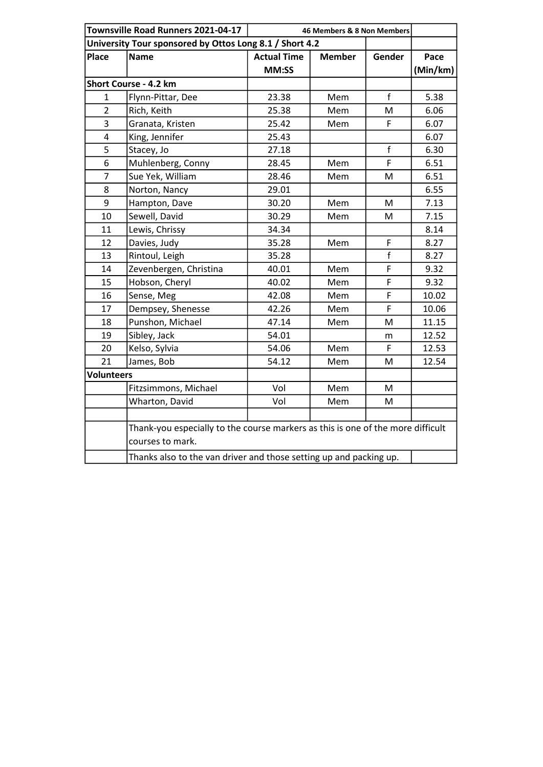| Townsville Road Runners 2021-04-17 | | 46 Members & 8 Non Members | | | |
|---|---|---|---|---|---|
| University Tour sponsored by Ottos Long 8.1 / Short 4.2 | | | | | |
| Place | Name | Actual Time MM:SS | Member | Gender | Pace (Min/km) |
| **Short Course - 4.2 km** | | | | | |
| 1 | Flynn-Pittar, Dee | 23.38 | Mem | f | 5.38 |
| 2 | Rich, Keith | 25.38 | Mem | M | 6.06 |
| 3 | Granata, Kristen | 25.42 | Mem | F | 6.07 |
| 4 | King, Jennifer | 25.43 | | | 6.07 |
| 5 | Stacey, Jo | 27.18 | | f | 6.30 |
| 6 | Muhlenberg, Conny | 28.45 | Mem | F | 6.51 |
| 7 | Sue Yek, William | 28.46 | Mem | M | 6.51 |
| 8 | Norton, Nancy | 29.01 | | | 6.55 |
| 9 | Hampton, Dave | 30.20 | Mem | M | 7.13 |
| 10 | Sewell, David | 30.29 | Mem | M | 7.15 |
| 11 | Lewis, Chrissy | 34.34 | | | 8.14 |
| 12 | Davies, Judy | 35.28 | Mem | F | 8.27 |
| 13 | Rintoul, Leigh | 35.28 | | f | 8.27 |
| 14 | Zevenbergen, Christina | 40.01 | Mem | F | 9.32 |
| 15 | Hobson, Cheryl | 40.02 | Mem | F | 9.32 |
| 16 | Sense, Meg | 42.08 | Mem | F | 10.02 |
| 17 | Dempsey, Shenesse | 42.26 | Mem | F | 10.06 |
| 18 | Punshon, Michael | 47.14 | Mem | M | 11.15 |
| 19 | Sibley, Jack | 54.01 | | m | 12.52 |
| 20 | Kelso, Sylvia | 54.06 | Mem | F | 12.53 |
| 21 | James, Bob | 54.12 | Mem | M | 12.54 |
| **Volunteers** | | | | | |
| | Fitzsimmons, Michael | Vol | Mem | M | |
| | Wharton, David | Vol | Mem | M | |
| | | | | | |
| | Thank-you especially to the course markers as this is one of the more difficult courses to mark. | | | | |
| | Thanks also to the van driver and those setting up and packing up. | | | | |